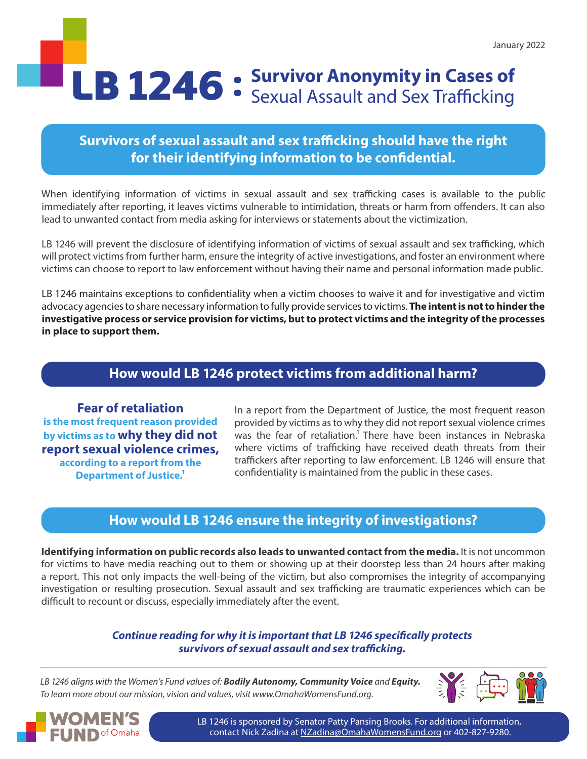January 2022

# LB 1246 : Survivor Anonymity in Cases of Sexual Assault and Sex Trafficking

**Survivors of sexual assault and sex trafficking should have the right for their identifying information to be confidential.**

When identifying information of victims in sexual assault and sex trafficking cases is available to the public immediately after reporting, it leaves victims vulnerable to intimidation, threats or harm from offenders. It can also lead to unwanted contact from media asking for interviews or statements about the victimization.

LB 1246 will prevent the disclosure of identifying information of victims of sexual assault and sex trafficking, which will protect victims from further harm, ensure the integrity of active investigations, and foster an environment where victims can choose to report to law enforcement without having their name and personal information made public.

LB 1246 maintains exceptions to confidentiality when a victim chooses to waive it and for investigative and victim advocacy agencies to share necessary information to fully provide services to victims. **The intent is not to hinder the investigative process or service provision for victims, but to protect victims and the integrity of the processes in place to support them.**

## How would LB 1246 protect victims from additional harm?

**Fear of retaliation is the most frequent reason provided by victims as to why they did not report sexual violence crimes, according to a report from the Department of Justice.[1]**

In a report from the Department of Justice, the most frequent reason provided by victims as to why they did not report sexual violence crimes was the fear of retaliation.[1] There have been instances in Nebraska where victims of trafficking have received death threats from their traffickers after reporting to law enforcement. LB 1246 will ensure that confidentiality is maintained from the public in these cases.

## How would LB 1246 ensure the integrity of investigations?

**Identifying information on public records also leads to unwanted contact from the media.** It is not uncommon for victims to have media reaching out to them or showing up at their doorstep less than 24 hours after making a report. This not only impacts the well-being of the victim, but also compromises the integrity of accompanying investigation or resulting prosecution. Sexual assault and sex trafficking are traumatic experiences which can be difficult to recount or discuss, especially immediately after the event.

***Continue reading for why it is important that LB 1246 specifically protects survivors of sexual assault and sex trafficking.***

*LB 1246 aligns with the Women's Fund values of: **Bodily Autonomy, Community Voice** and **Equity.** To learn more about our mission, vision and values, visit www.OmahaWomensFund.org.*

WOMEN'S FUND of Omaha

LB 1246 is sponsored by Senator Patty Pansing Brooks. For additional information, contact Nick Zadina at NZadina@OmahaWomensFund.org or 402-827-9280.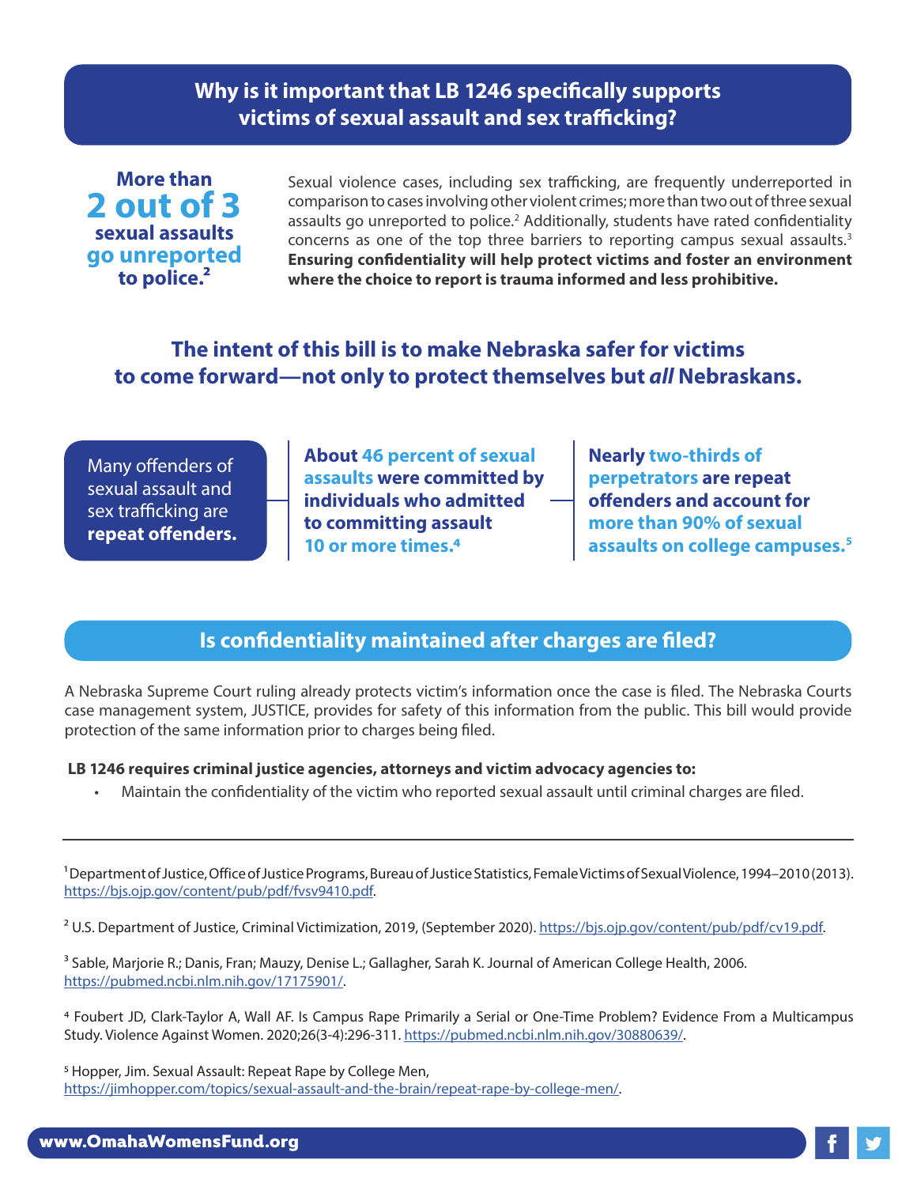## Why is it important that LB 1246 specifically supports victims of sexual assault and sex trafficking?

**More than 2 out of 3 sexual assaults go unreported to police.[2]**

Sexual violence cases, including sex trafficking, are frequently underreported in comparison to cases involving other violent crimes; more than two out of three sexual assaults go unreported to police.[2] Additionally, students have rated confidentiality concerns as one of the top three barriers to reporting campus sexual assaults.[3] **Ensuring confidentiality will help protect victims and foster an environment where the choice to report is trauma informed and less prohibitive.**

### The intent of this bill is to make Nebraska safer for victims to come forward—not only to protect themselves but *all* Nebraskans.

Many offenders of sexual assault and sex trafficking are **repeat offenders.**

**About 46 percent of sexual assaults were committed by individuals who admitted to committing assault 10 or more times.[4]**

**Nearly two-thirds of perpetrators are repeat offenders and account for more than 90% of sexual assaults on college campuses.[5]**

## Is confidentiality maintained after charges are filed?

A Nebraska Supreme Court ruling already protects victim's information once the case is filed. The Nebraska Courts case management system, JUSTICE, provides for safety of this information from the public. This bill would provide protection of the same information prior to charges being filed.

**LB 1246 requires criminal justice agencies, attorneys and victim advocacy agencies to:**

- Maintain the confidentiality of the victim who reported sexual assault until criminal charges are filed.

---

[1] Department of Justice, Office of Justice Programs, Bureau of Justice Statistics, Female Victims of Sexual Violence, 1994–2010 (2013). https://bjs.ojp.gov/content/pub/pdf/fvsv9410.pdf.

[2] U.S. Department of Justice, Criminal Victimization, 2019, (September 2020). https://bjs.ojp.gov/content/pub/pdf/cv19.pdf.

[3] Sable, Marjorie R.; Danis, Fran; Mauzy, Denise L.; Gallagher, Sarah K. Journal of American College Health, 2006. https://pubmed.ncbi.nlm.nih.gov/17175901/.

[4] Foubert JD, Clark-Taylor A, Wall AF. Is Campus Rape Primarily a Serial or One-Time Problem? Evidence From a Multicampus Study. Violence Against Women. 2020;26(3-4):296-311. https://pubmed.ncbi.nlm.nih.gov/30880639/.

[5] Hopper, Jim. Sexual Assault: Repeat Rape by College Men, https://jimhopper.com/topics/sexual-assault-and-the-brain/repeat-rape-by-college-men/.

www.OmahaWomensFund.org